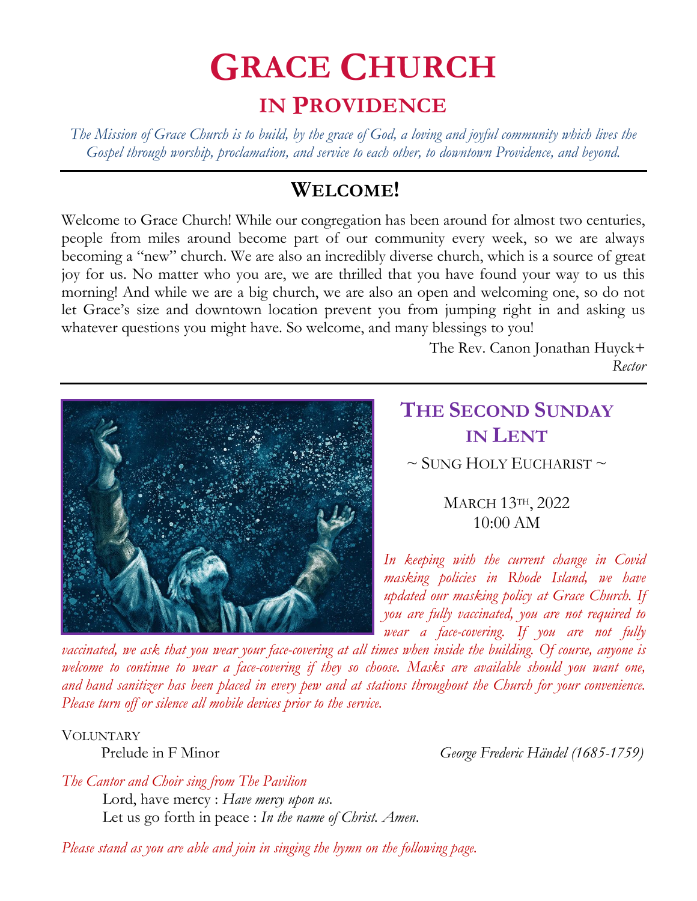# GRACE CHURCH

## IN PROVIDENCE

*The Mission of Grace Church is to build, by the grace of God, a loving and joyful community which lives the Gospel through worship, proclamation, and service to each other, to downtown Providence, and beyond.*

---

## WELCOME!

Welcome to Grace Church! While our congregation has been around for almost two centuries, people from miles around become part of our community every week, so we are always becoming a "new" church. We are also an incredibly diverse church, which is a source of great joy for us. No matter who you are, we are thrilled that you have found your way to us this morning! And while we are a big church, we are also an open and welcoming one, so do not let Grace's size and downtown location prevent you from jumping right in and asking us whatever questions you might have. So welcome, and many blessings to you!

The Rev. Canon Jonathan Huyck+
*Rector*

---

## THE SECOND SUNDAY IN LENT

~ SUNG HOLY EUCHARIST ~

MARCH 13TH, 2022
10:00 AM

*In keeping with the current change in Covid masking policies in Rhode Island, we have updated our masking policy at Grace Church. If you are fully vaccinated, you are not required to wear a face-covering. If you are not fully vaccinated, we ask that you wear your face-covering at all times when inside the building. Of course, anyone is welcome to continue to wear a face-covering if they so choose. Masks are available should you want one, and hand sanitizer has been placed in every pew and at stations throughout the Church for your convenience. Please turn off or silence all mobile devices prior to the service.*

VOLUNTARY

Prelude in F Minor — *George Frederic Händel (1685-1759)*

*The Cantor and Choir sing from The Pavilion*

Lord, have mercy : *Have mercy upon us.*
Let us go forth in peace : *In the name of Christ. Amen.*

*Please stand as you are able and join in singing the hymn on the following page.*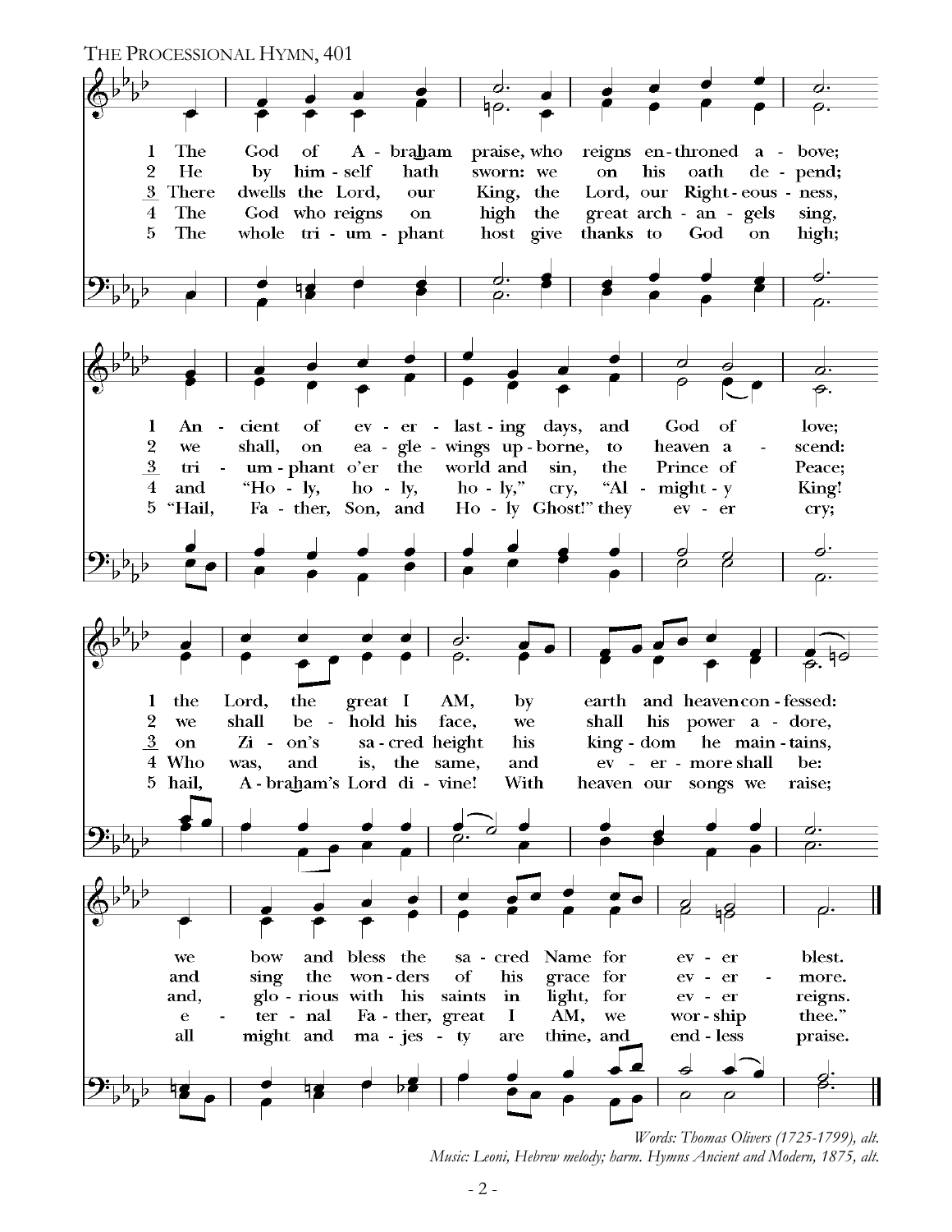THE PROCESSIONAL HYMN, 401

1 The God of Abraham praise, who reigns enthroned above;
Ancient of everlasting days, and God of love;
the Lord, the great I AM, by earth and heaven confessed:
we bow and bless the sacred Name for ever blest.

2 He by himself hath sworn: we on his oath depend;
we shall, on eagle-wings upborne, to heaven ascend:
we shall behold his face, we shall his power adore,
and sing the wonders of his grace for evermore.

3 There dwells the Lord, our King, the Lord, our Righteousness,
triumphant o'er the world and sin, the Prince of Peace;
on Zion's sacred height his kingdom he maintains,
and, glorious with his saints in light, for ever reigns.

4 The God who reigns on high the great archangels sing,
and "Holy, holy, holy," cry, "Almighty King!
Who was, and is, the same, and evermore shall be:
eternal Father, great I AM, we worship thee."

5 The whole triumphant host give thanks to God on high;
"Hail, Father, Son, and Holy Ghost!" they ever cry;
hail, Abraham's Lord divine! With heaven our songs we raise;
all might and majesty are thine, and endless praise.

*Words: Thomas Olivers (1725-1799), alt.*
*Music: Leoni, Hebrew melody; harm. Hymns Ancient and Modern, 1875, alt.*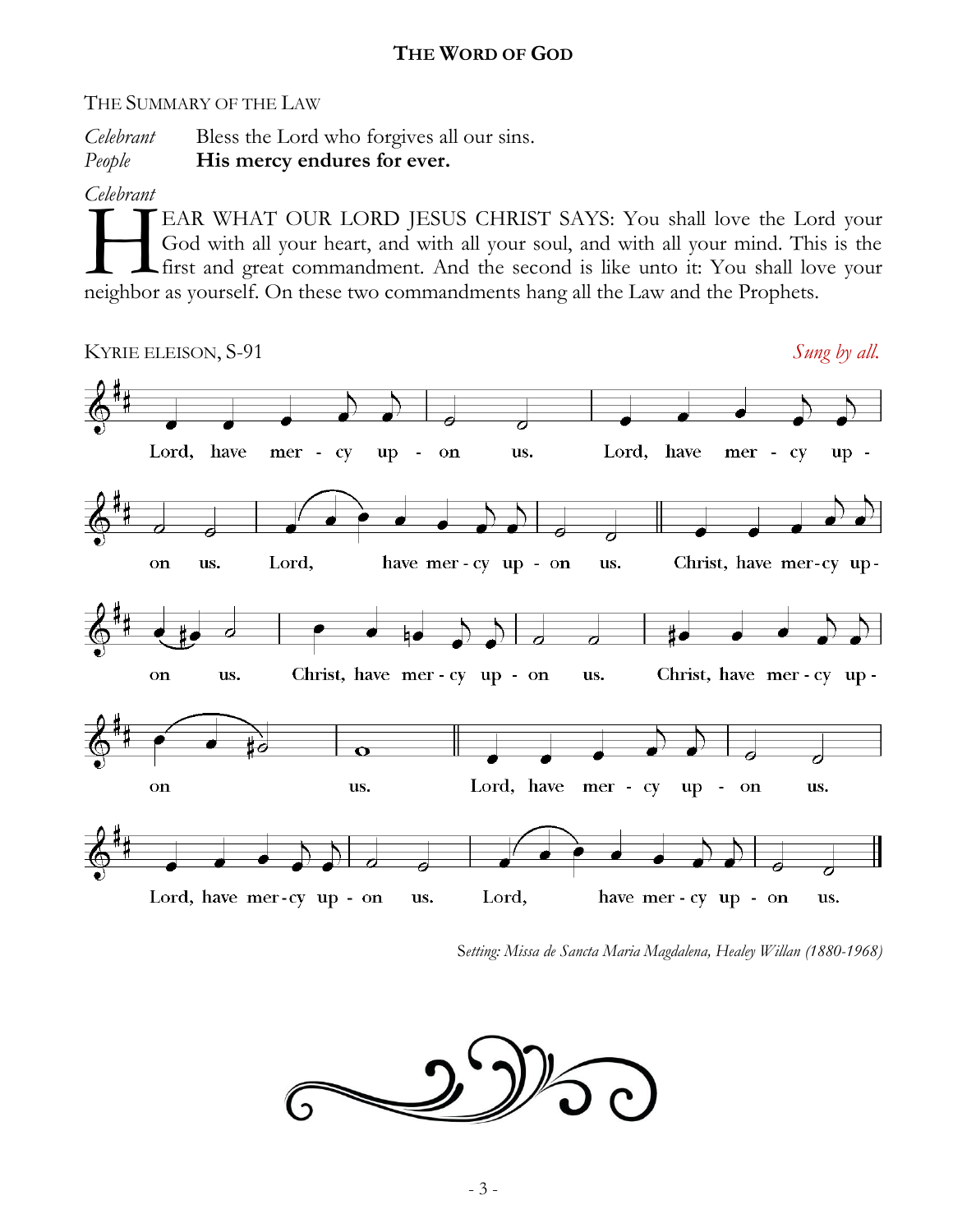# THE WORD OF GOD

## THE SUMMARY OF THE LAW

*Celebrant* Bless the Lord who forgives all our sins.
*People* **His mercy endures for ever.**

*Celebrant*
HEAR WHAT OUR LORD JESUS CHRIST SAYS: You shall love the Lord your God with all your heart, and with all your soul, and with all your mind. This is the first and great commandment. And the second is like unto it: You shall love your neighbor as yourself. On these two commandments hang all the Law and the Prophets.

## KYRIE ELEISON, S-91

*Sung by all.*

Lord, have mercy upon us. Lord, have mercy upon us. Lord, have mercy upon us.
Christ, have mercy upon us. Christ, have mercy upon us. Christ, have mercy upon us.
Lord, have mercy upon us. Lord, have mercy upon us. Lord, have mercy upon us.

*Setting: Missa de Sancta Maria Magdalena, Healey Willan (1880-1968)*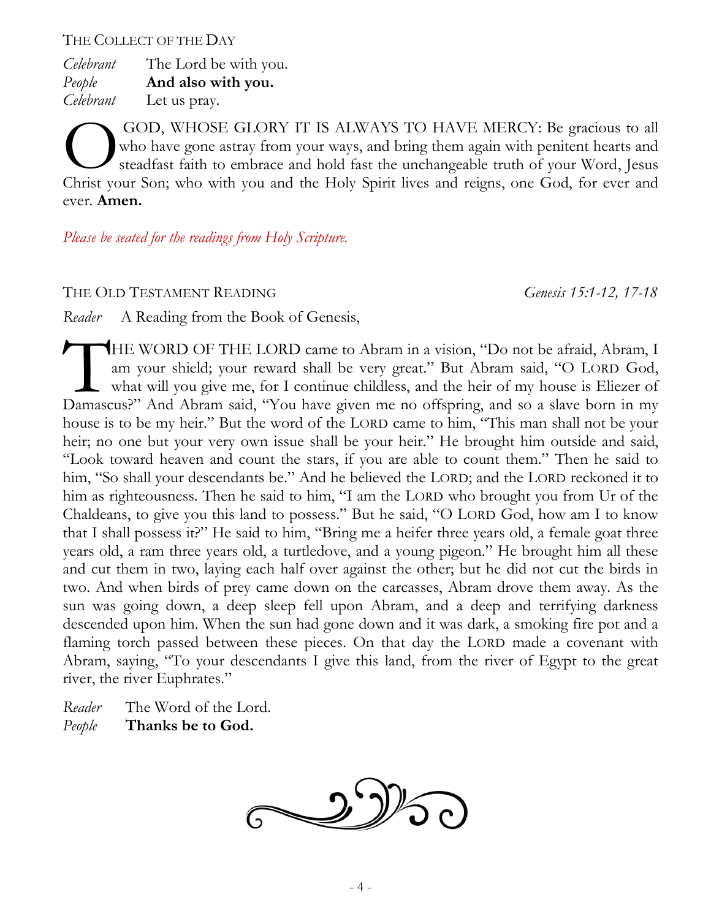## The Collect of the Day

*Celebrant* The Lord be with you.
*People* **And also with you.**
*Celebrant* Let us pray.

O GOD, WHOSE GLORY IT IS ALWAYS TO HAVE MERCY: Be gracious to all who have gone astray from your ways, and bring them again with penitent hearts and steadfast faith to embrace and hold fast the unchangeable truth of your Word, Jesus Christ your Son; who with you and the Holy Spirit lives and reigns, one God, for ever and ever. **Amen.**

*Please be seated for the readings from Holy Scripture.*

## The Old Testament Reading *Genesis 15:1-12, 17-18*

*Reader* A Reading from the Book of Genesis,

THE WORD OF THE LORD came to Abram in a vision, "Do not be afraid, Abram, I am your shield; your reward shall be very great." But Abram said, "O LORD God, what will you give me, for I continue childless, and the heir of my house is Eliezer of Damascus?" And Abram said, "You have given me no offspring, and so a slave born in my house is to be my heir." But the word of the LORD came to him, "This man shall not be your heir; no one but your very own issue shall be your heir." He brought him outside and said, "Look toward heaven and count the stars, if you are able to count them." Then he said to him, "So shall your descendants be." And he believed the LORD; and the LORD reckoned it to him as righteousness. Then he said to him, "I am the LORD who brought you from Ur of the Chaldeans, to give you this land to possess." But he said, "O LORD God, how am I to know that I shall possess it?" He said to him, "Bring me a heifer three years old, a female goat three years old, a ram three years old, a turtledove, and a young pigeon." He brought him all these and cut them in two, laying each half over against the other; but he did not cut the birds in two. And when birds of prey came down on the carcasses, Abram drove them away. As the sun was going down, a deep sleep fell upon Abram, and a deep and terrifying darkness descended upon him. When the sun had gone down and it was dark, a smoking fire pot and a flaming torch passed between these pieces. On that day the LORD made a covenant with Abram, saying, "To your descendants I give this land, from the river of Egypt to the great river, the river Euphrates."

*Reader* The Word of the Lord.
*People* **Thanks be to God.**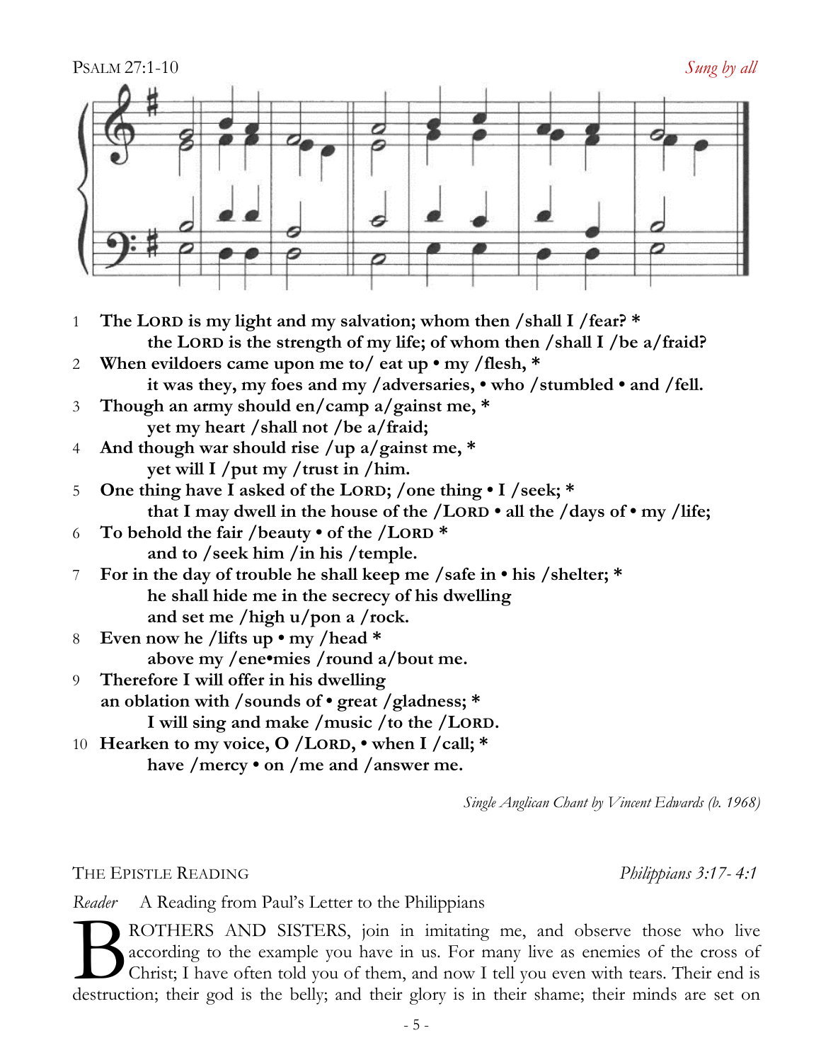PSALM 27:1-10 *Sung by all*

1 **The LORD is my light and my salvation; whom then /shall I /fear? \***
**the LORD is the strength of my life; of whom then /shall I /be a/fraid?**

2 **When evildoers came upon me to/ eat up • my /flesh, \***
**it was they, my foes and my /adversaries, • who /stumbled • and /fell.**

3 **Though an army should en/camp a/gainst me, \***
**yet my heart /shall not /be a/fraid;**

4 **And though war should rise /up a/gainst me, \***
**yet will I /put my /trust in /him.**

5 **One thing have I asked of the LORD; /one thing • I /seek; \***
**that I may dwell in the house of the /LORD • all the /days of • my /life;**

6 **To behold the fair /beauty • of the /LORD \***
**and to /seek him /in his /temple.**

7 **For in the day of trouble he shall keep me /safe in • his /shelter; \***
**he shall hide me in the secrecy of his dwelling**
**and set me /high u/pon a /rock.**

8 **Even now he /lifts up • my /head \***
**above my /ene•mies /round a/bout me.**

9 **Therefore I will offer in his dwelling**
**an oblation with /sounds of • great /gladness; \***
**I will sing and make /music /to the /LORD.**

10 **Hearken to my voice, O /LORD, • when I /call; \***
**have /mercy • on /me and /answer me.**

*Single Anglican Chant by Vincent Edwards (b. 1968)*

THE EPISTLE READING *Philippians 3:17- 4:1*

*Reader* A Reading from Paul's Letter to the Philippians

BROTHERS AND SISTERS, join in imitating me, and observe those who live according to the example you have in us. For many live as enemies of the cross of Christ; I have often told you of them, and now I tell you even with tears. Their end is destruction; their god is the belly; and their glory is in their shame; their minds are set on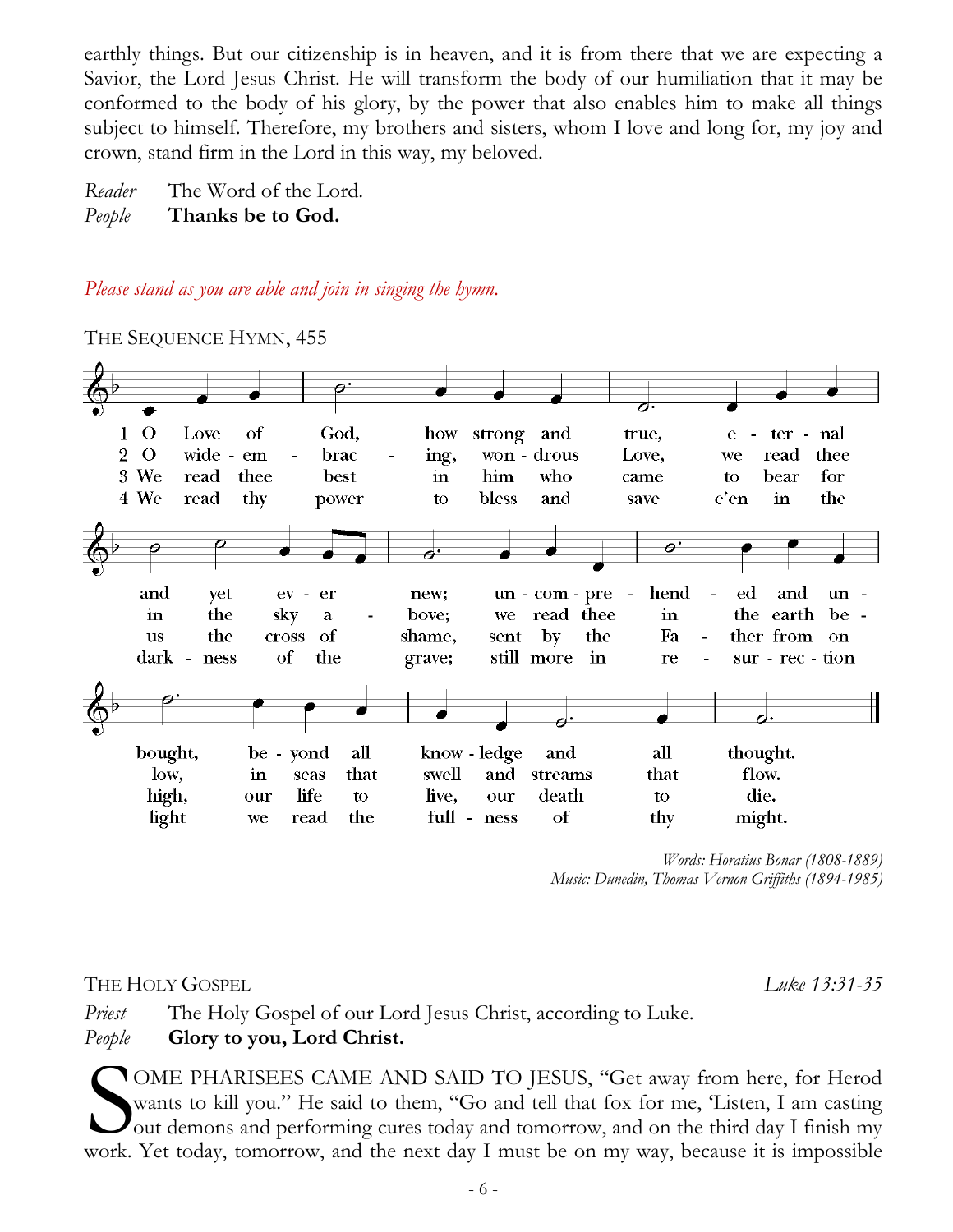earthly things. But our citizenship is in heaven, and it is from there that we are expecting a Savior, the Lord Jesus Christ. He will transform the body of our humiliation that it may be conformed to the body of his glory, by the power that also enables him to make all things subject to himself. Therefore, my brothers and sisters, whom I love and long for, my joy and crown, stand firm in the Lord in this way, my beloved.

*Reader* The Word of the Lord.
*People* **Thanks be to God.**

*Please stand as you are able and join in singing the hymn.*

THE SEQUENCE HYMN, 455

1 O Love of God, how strong and true, eternal and yet ever new; uncomprehended and unbought, beyond all knowledge and all thought.

2 O wide-embracing, wondrous Love, we read thee in the sky above; we read thee in the earth below, in seas that swell and streams that flow.

3 We read thee best in him who came to bear for us the cross of shame, sent by the Father from on high, our life to live, our death to die.

4 We read thy power to bless and save e'en in the darkness of the grave; still more in resurrection light we read the fullness of thy might.

*Words: Horatius Bonar (1808-1889)*
*Music: Dunedin, Thomas Vernon Griffiths (1894-1985)*

THE HOLY GOSPEL *Luke 13:31-35*

*Priest* The Holy Gospel of our Lord Jesus Christ, according to Luke.
*People* **Glory to you, Lord Christ.**

SOME PHARISEES CAME AND SAID TO JESUS, "Get away from here, for Herod wants to kill you." He said to them, "Go and tell that fox for me, 'Listen, I am casting out demons and performing cures today and tomorrow, and on the third day I finish my work. Yet today, tomorrow, and the next day I must be on my way, because it is impossible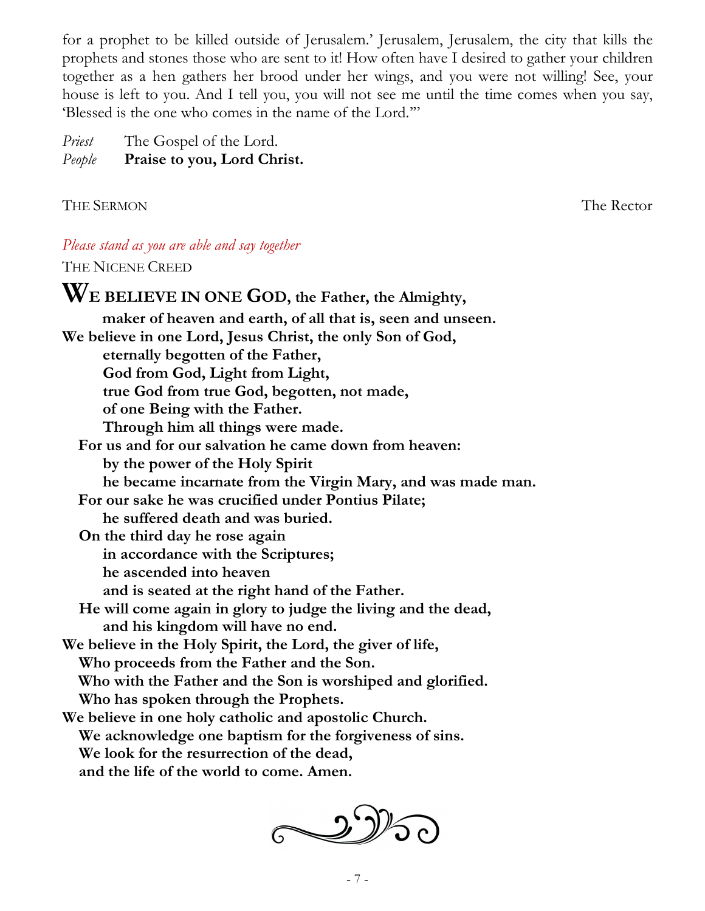for a prophet to be killed outside of Jerusalem.' Jerusalem, Jerusalem, the city that kills the prophets and stones those who are sent to it! How often have I desired to gather your children together as a hen gathers her brood under her wings, and you were not willing! See, your house is left to you. And I tell you, you will not see me until the time comes when you say, 'Blessed is the one who comes in the name of the Lord.'"

*Priest* The Gospel of the Lord.
*People* **Praise to you, Lord Christ.**

THE SERMON The Rector

*Please stand as you are able and say together*

THE NICENE CREED

**WE BELIEVE IN ONE GOD, the Father, the Almighty,**
**maker of heaven and earth, of all that is, seen and unseen.**
**We believe in one Lord, Jesus Christ, the only Son of God,**
**eternally begotten of the Father,**
**God from God, Light from Light,**
**true God from true God, begotten, not made,**
**of one Being with the Father.**
**Through him all things were made.**
**For us and for our salvation he came down from heaven:**
**by the power of the Holy Spirit**
**he became incarnate from the Virgin Mary, and was made man.**
**For our sake he was crucified under Pontius Pilate;**
**he suffered death and was buried.**
**On the third day he rose again**
**in accordance with the Scriptures;**
**he ascended into heaven**
**and is seated at the right hand of the Father.**
**He will come again in glory to judge the living and the dead,**
**and his kingdom will have no end.**
**We believe in the Holy Spirit, the Lord, the giver of life,**
**Who proceeds from the Father and the Son.**
**Who with the Father and the Son is worshiped and glorified.**
**Who has spoken through the Prophets.**
**We believe in one holy catholic and apostolic Church.**
**We acknowledge one baptism for the forgiveness of sins.**
**We look for the resurrection of the dead,**
**and the life of the world to come. Amen.**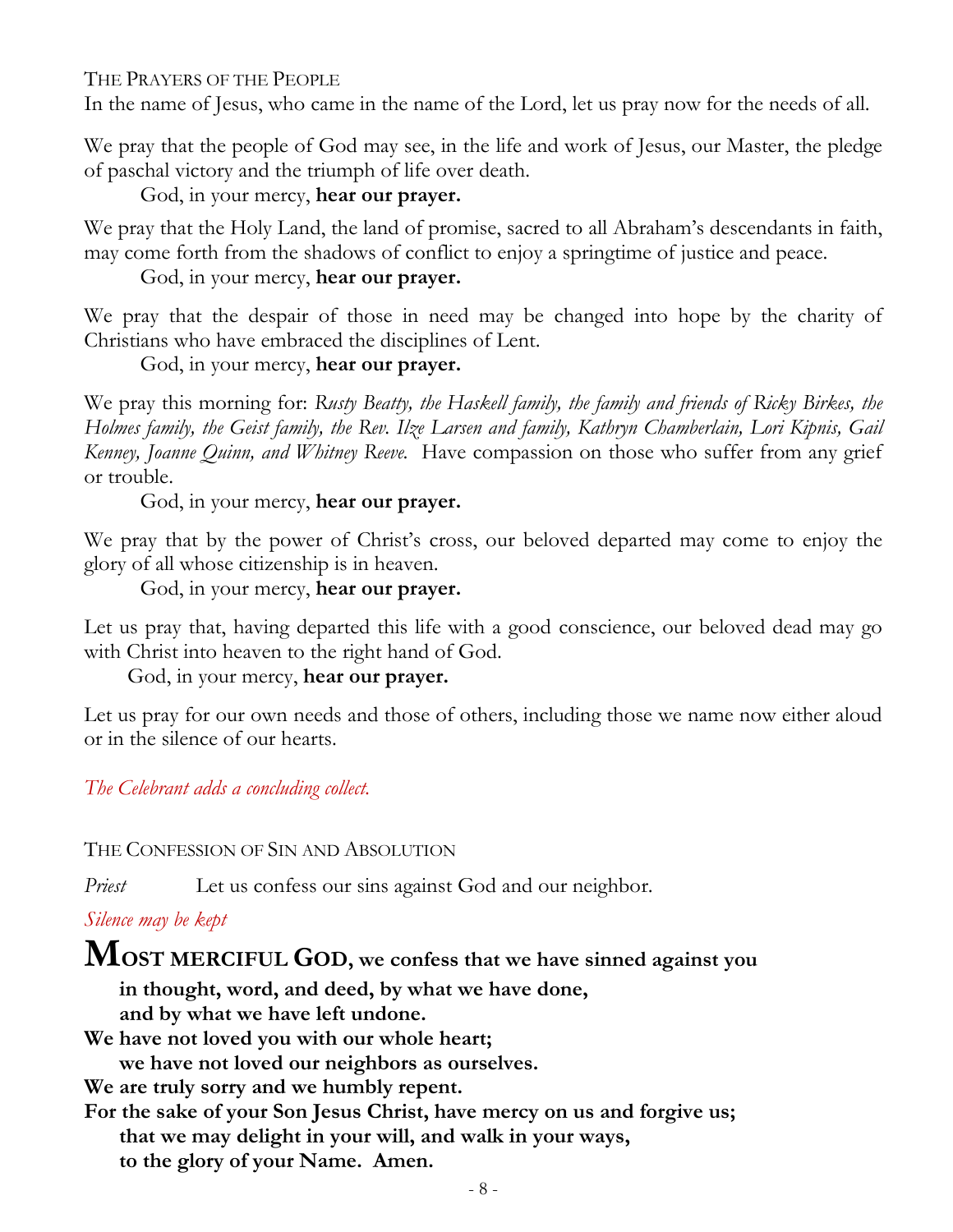## The Prayers of the People

In the name of Jesus, who came in the name of the Lord, let us pray now for the needs of all.

We pray that the people of God may see, in the life and work of Jesus, our Master, the pledge of paschal victory and the triumph of life over death.

God, in your mercy, **hear our prayer.**

We pray that the Holy Land, the land of promise, sacred to all Abraham's descendants in faith, may come forth from the shadows of conflict to enjoy a springtime of justice and peace.

God, in your mercy, **hear our prayer.**

We pray that the despair of those in need may be changed into hope by the charity of Christians who have embraced the disciplines of Lent.

God, in your mercy, **hear our prayer.**

We pray this morning for: *Rusty Beatty, the Haskell family, the family and friends of Ricky Birkes, the Holmes family, the Geist family, the Rev. Ilze Larsen and family, Kathryn Chamberlain, Lori Kipnis, Gail Kenney, Joanne Quinn, and Whitney Reeve.* Have compassion on those who suffer from any grief or trouble.

God, in your mercy, **hear our prayer.**

We pray that by the power of Christ's cross, our beloved departed may come to enjoy the glory of all whose citizenship is in heaven.

God, in your mercy, **hear our prayer.**

Let us pray that, having departed this life with a good conscience, our beloved dead may go with Christ into heaven to the right hand of God.

God, in your mercy, **hear our prayer.**

Let us pray for our own needs and those of others, including those we name now either aloud or in the silence of our hearts.

*The Celebrant adds a concluding collect.*

## The Confession of Sin and Absolution

*Priest* Let us confess our sins against God and our neighbor.

*Silence may be kept*

**Most merciful God, we confess that we have sinned against you**
**in thought, word, and deed, by what we have done,**
**and by what we have left undone.**
**We have not loved you with our whole heart;**
**we have not loved our neighbors as ourselves.**
**We are truly sorry and we humbly repent.**
**For the sake of your Son Jesus Christ, have mercy on us and forgive us;**
**that we may delight in your will, and walk in your ways,**
**to the glory of your Name. Amen.**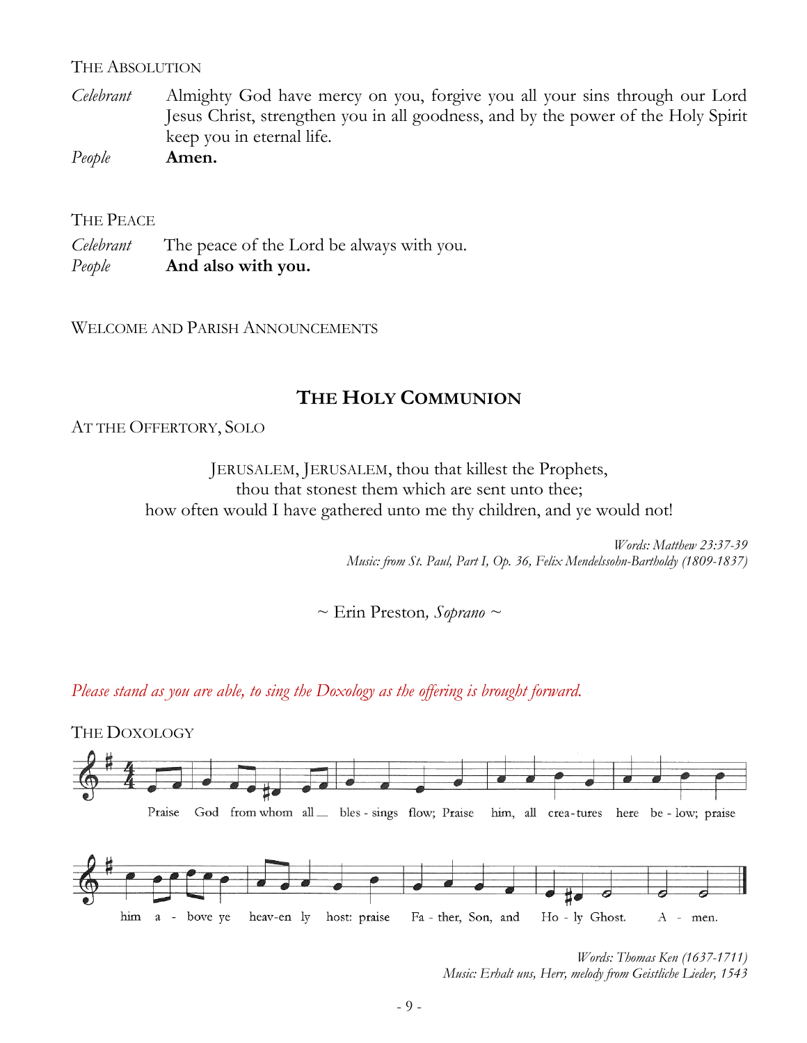THE ABSOLUTION

*Celebrant* Almighty God have mercy on you, forgive you all your sins through our Lord Jesus Christ, strengthen you in all goodness, and by the power of the Holy Spirit keep you in eternal life.

*People* **Amen.**

THE PEACE

*Celebrant* The peace of the Lord be always with you.

*People* **And also with you.**

WELCOME AND PARISH ANNOUNCEMENTS

## THE HOLY COMMUNION

AT THE OFFERTORY, SOLO

JERUSALEM, JERUSALEM, thou that killest the Prophets,
thou that stonest them which are sent unto thee;
how often would I have gathered unto me thy children, and ye would not!

*Words: Matthew 23:37-39*
*Music: from St. Paul, Part I, Op. 36, Felix Mendelssohn-Bartholdy (1809-1837)*

~ Erin Preston, *Soprano* ~

*Please stand as you are able, to sing the Doxology as the offering is brought forward.*

THE DOXOLOGY

Praise God from whom all blessings flow; Praise him, all creatures here below; praise him above ye heavenly host: praise Father, Son, and Holy Ghost. Amen.

*Words: Thomas Ken (1637-1711)*
*Music: Erhalt uns, Herr, melody from Geistliche Lieder, 1543*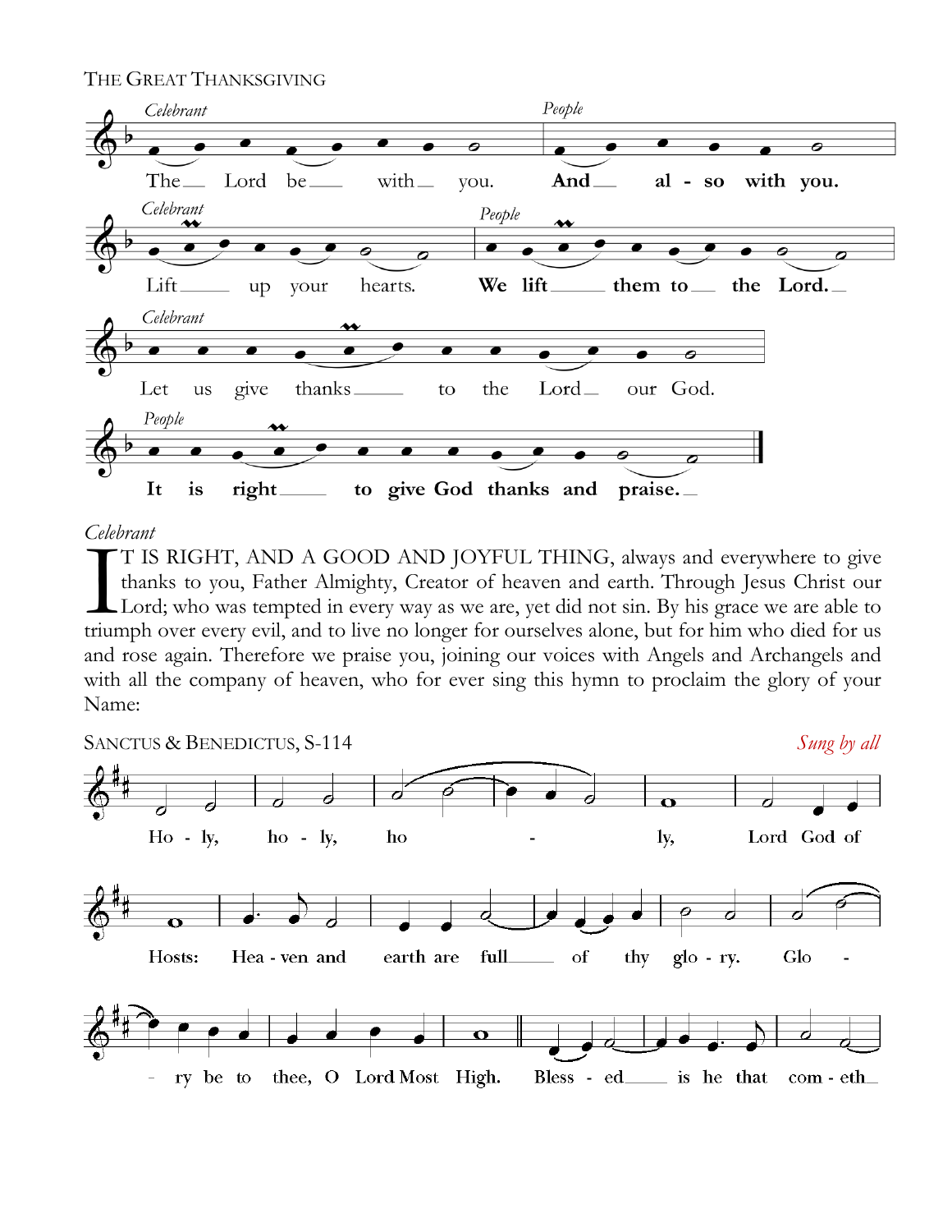THE GREAT THANKSGIVING

*Celebrant*
The Lord be with you.

*People*
**And also with you.**

*Celebrant*
Lift up your hearts.

*People*
**We lift them to the Lord.**

*Celebrant*
Let us give thanks to the Lord our God.

*People*
**It is right to give God thanks and praise.**

*Celebrant*

IT IS RIGHT, AND A GOOD AND JOYFUL THING, always and everywhere to give thanks to you, Father Almighty, Creator of heaven and earth. Through Jesus Christ our Lord; who was tempted in every way as we are, yet did not sin. By his grace we are able to triumph over every evil, and to live no longer for ourselves alone, but for him who died for us and rose again. Therefore we praise you, joining our voices with Angels and Archangels and with all the company of heaven, who for ever sing this hymn to proclaim the glory of your Name:

SANCTUS & BENEDICTUS, S-114 *Sung by all*

Holy, holy, holy, Lord God of Hosts: Heaven and earth are full of thy glory. Glory be to thee, O Lord Most High. Blessed is he that cometh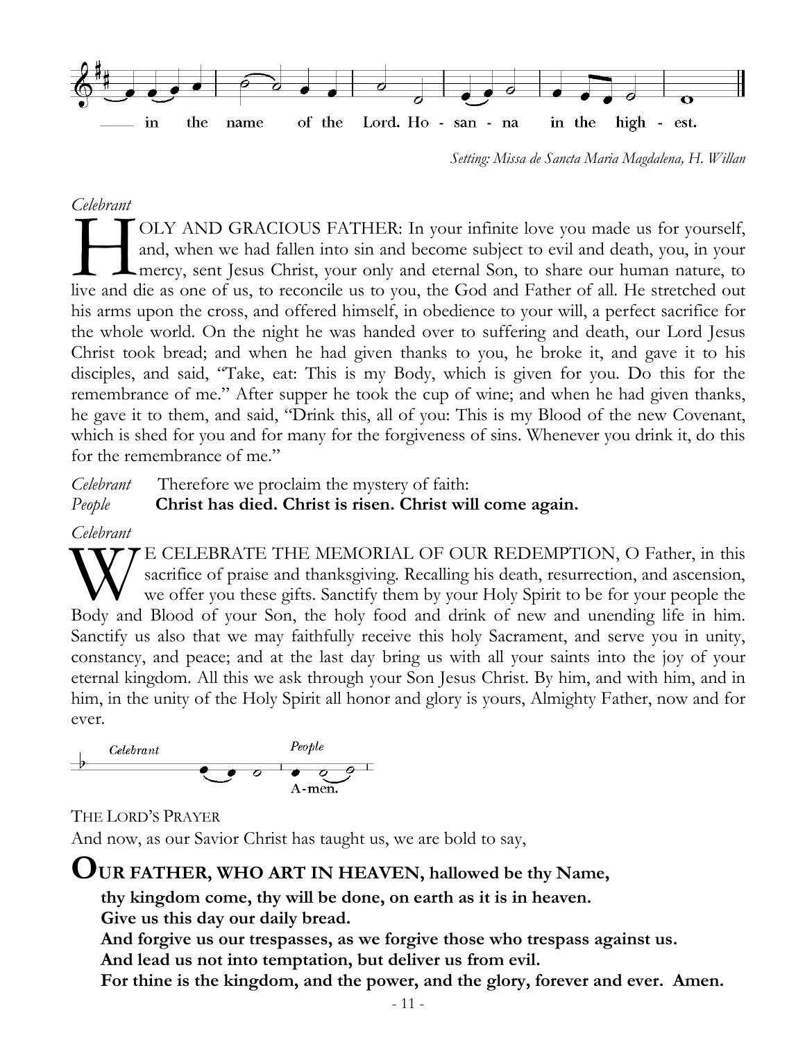___ in the name of the Lord. Ho - san - na in the high - est.

*Setting: Missa de Sancta Maria Magdalena, H. Willan*

*Celebrant*

HOLY AND GRACIOUS FATHER: In your infinite love you made us for yourself, and, when we had fallen into sin and become subject to evil and death, you, in your mercy, sent Jesus Christ, your only and eternal Son, to share our human nature, to live and die as one of us, to reconcile us to you, the God and Father of all. He stretched out his arms upon the cross, and offered himself, in obedience to your will, a perfect sacrifice for the whole world. On the night he was handed over to suffering and death, our Lord Jesus Christ took bread; and when he had given thanks to you, he broke it, and gave it to his disciples, and said, "Take, eat: This is my Body, which is given for you. Do this for the remembrance of me." After supper he took the cup of wine; and when he had given thanks, he gave it to them, and said, "Drink this, all of you: This is my Blood of the new Covenant, which is shed for you and for many for the forgiveness of sins. Whenever you drink it, do this for the remembrance of me."

*Celebrant* Therefore we proclaim the mystery of faith:
*People* **Christ has died. Christ is risen. Christ will come again.**

*Celebrant*

WE CELEBRATE THE MEMORIAL OF OUR REDEMPTION, O Father, in this sacrifice of praise and thanksgiving. Recalling his death, resurrection, and ascension, we offer you these gifts. Sanctify them by your Holy Spirit to be for your people the Body and Blood of your Son, the holy food and drink of new and unending life in him. Sanctify us also that we may faithfully receive this holy Sacrament, and serve you in unity, constancy, and peace; and at the last day bring us with all your saints into the joy of your eternal kingdom. All this we ask through your Son Jesus Christ. By him, and with him, and in him, in the unity of the Holy Spirit all honor and glory is yours, Almighty Father, now and for ever.

*Celebrant* *People*
A-men.

THE LORD'S PRAYER

And now, as our Savior Christ has taught us, we are bold to say,

**OUR FATHER, WHO ART IN HEAVEN, hallowed be thy Name,**
**thy kingdom come, thy will be done, on earth as it is in heaven.**
**Give us this day our daily bread.**
**And forgive us our trespasses, as we forgive those who trespass against us.**
**And lead us not into temptation, but deliver us from evil.**
**For thine is the kingdom, and the power, and the glory, forever and ever. Amen.**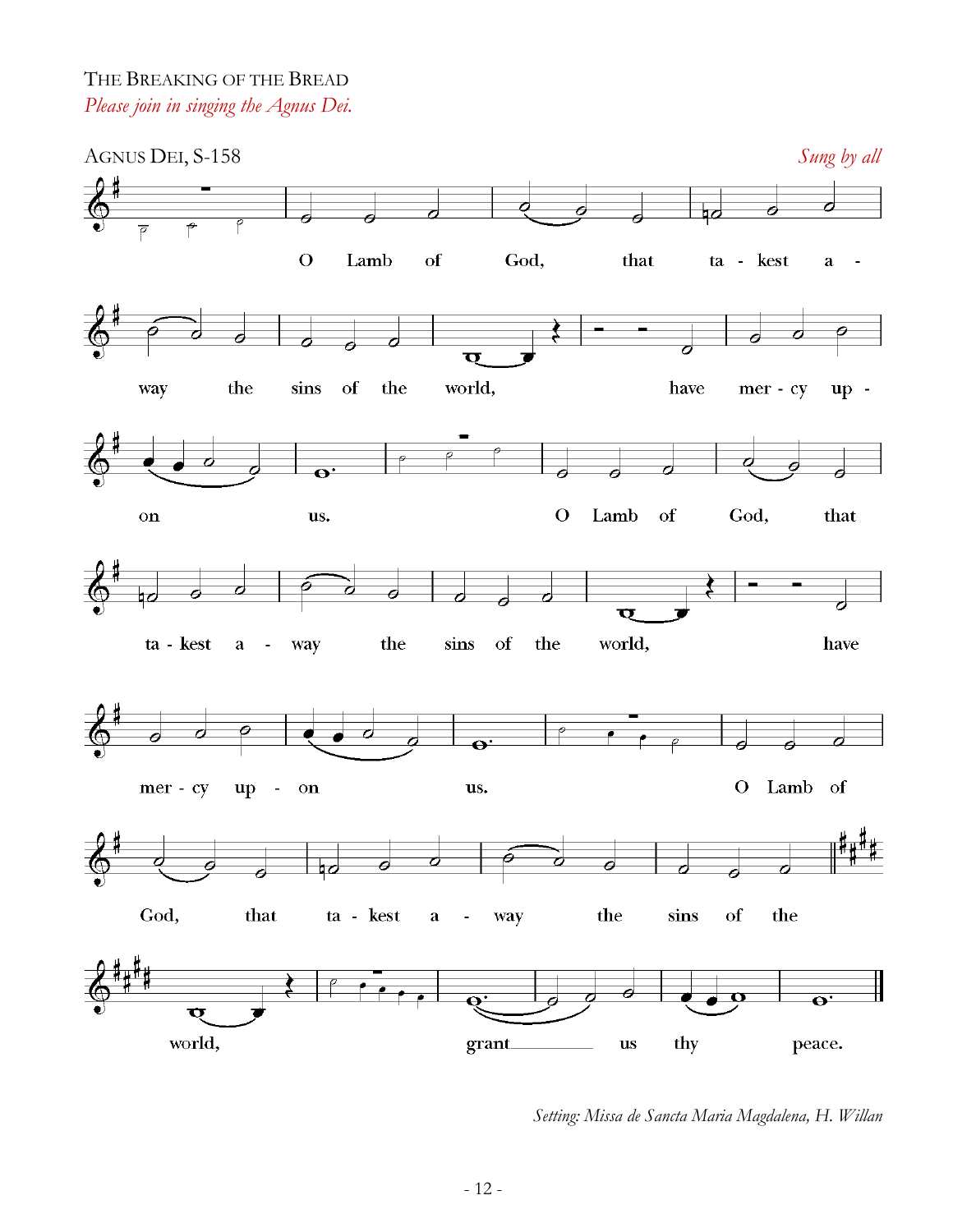THE BREAKING OF THE BREAD

*Please join in singing the Agnus Dei.*

AGNUS DEI, S-158

*Sung by all*

O Lamb of God, that takest away the sins of the world, have mercy upon us.

O Lamb of God, that takest away the sins of the world, have mercy upon us.

O Lamb of God, that takest away the sins of the world, grant us thy peace.

*Setting: Missa de Sancta Maria Magdalena, H. Willan*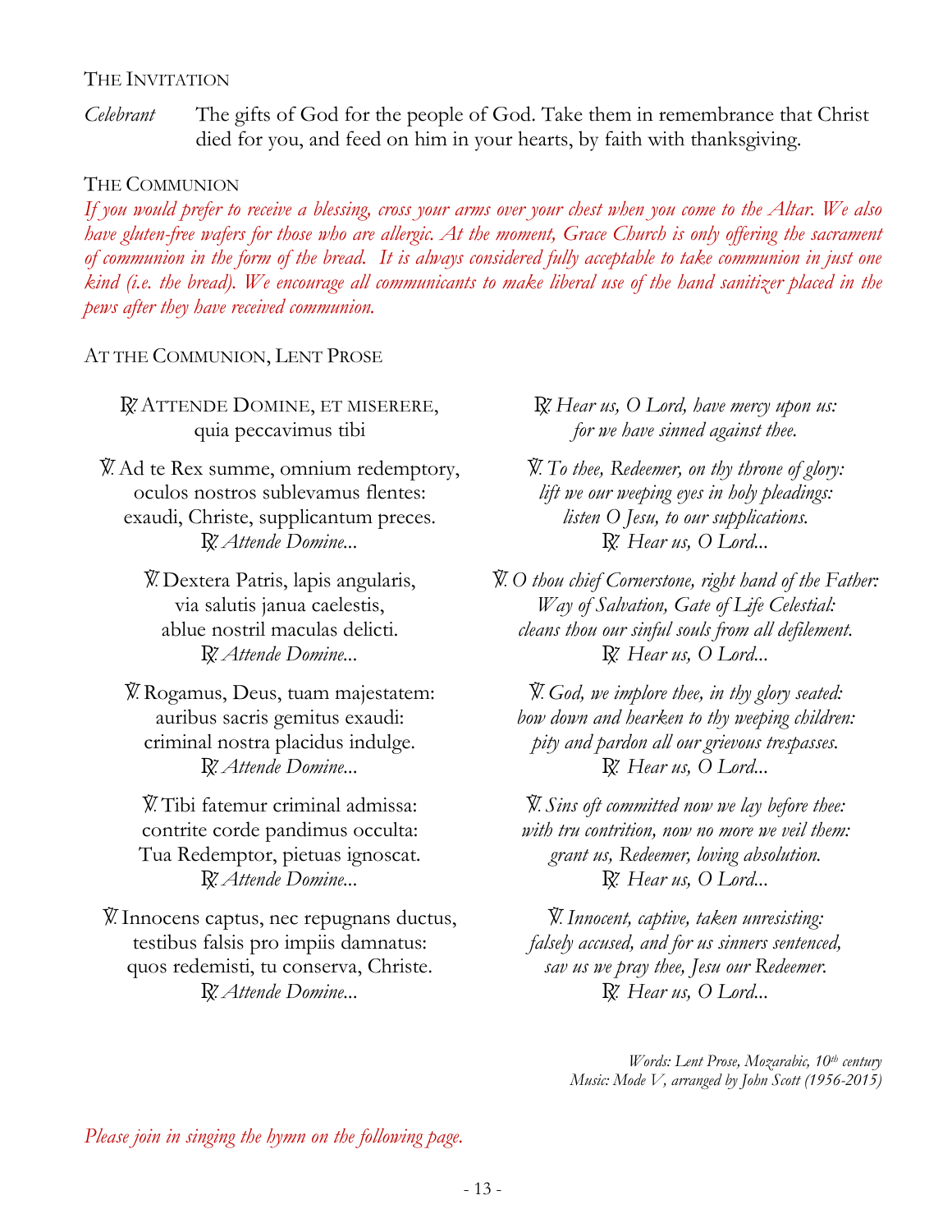THE INVITATION

*Celebrant* The gifts of God for the people of God. Take them in remembrance that Christ died for you, and feed on him in your hearts, by faith with thanksgiving.

THE COMMUNION

*If you would prefer to receive a blessing, cross your arms over your chest when you come to the Altar. We also have gluten-free wafers for those who are allergic. At the moment, Grace Church is only offering the sacrament of communion in the form of the bread. It is always considered fully acceptable to take communion in just one kind (i.e. the bread). We encourage all communicants to make liberal use of the hand sanitizer placed in the pews after they have received communion.*

AT THE COMMUNION, LENT PROSE

℟. ATTENDE DOMINE, ET MISERERE,
quia peccavimus tibi

℣. Ad te Rex summe, omnium redemptory,
oculos nostros sublevamus flentes:
exaudi, Christe, supplicantum preces.
℟. *Attende Domine...*

℣. Dextera Patris, lapis angularis,
via salutis janua caelestis,
ablue nostril maculas delicti.
℟. *Attende Domine...*

℣. Rogamus, Deus, tuam majestatem:
auribus sacris gemitus exaudi:
criminal nostra placidus indulge.
℟. *Attende Domine...*

℣. Tibi fatemur criminal admissa:
contrite corde pandimus occulta:
Tua Redemptor, pietuas ignoscat.
℟. *Attende Domine...*

℣. Innocens captus, nec repugnans ductus,
testibus falsis pro impiis damnatus:
quos redemisti, tu conserva, Christe.
℟. *Attende Domine...*

℟. *Hear us, O Lord, have mercy upon us:
for we have sinned against thee.*

℣. *To thee, Redeemer, on thy throne of glory:
lift we our weeping eyes in holy pleadings:
listen O Jesu, to our supplications.*
℟. *Hear us, O Lord...*

℣. *O thou chief Cornerstone, right hand of the Father:
Way of Salvation, Gate of Life Celestial:
cleans thou our sinful souls from all defilement.*
℟. *Hear us, O Lord...*

℣. *God, we implore thee, in thy glory seated:
bow down and hearken to thy weeping children:
pity and pardon all our grievous trespasses.*
℟. *Hear us, O Lord...*

℣. *Sins oft committed now we lay before thee:
with tru contrition, now no more we veil them:
grant us, Redeemer, loving absolution.*
℟. *Hear us, O Lord...*

℣. *Innocent, captive, taken unresisting:
falsely accused, and for us sinners sentenced,
sav us we pray thee, Jesu our Redeemer.*
℟. *Hear us, O Lord...*

*Words: Lent Prose, Mozarabic, 10th century*
*Music: Mode V, arranged by John Scott (1956-2015)*

*Please join in singing the hymn on the following page.*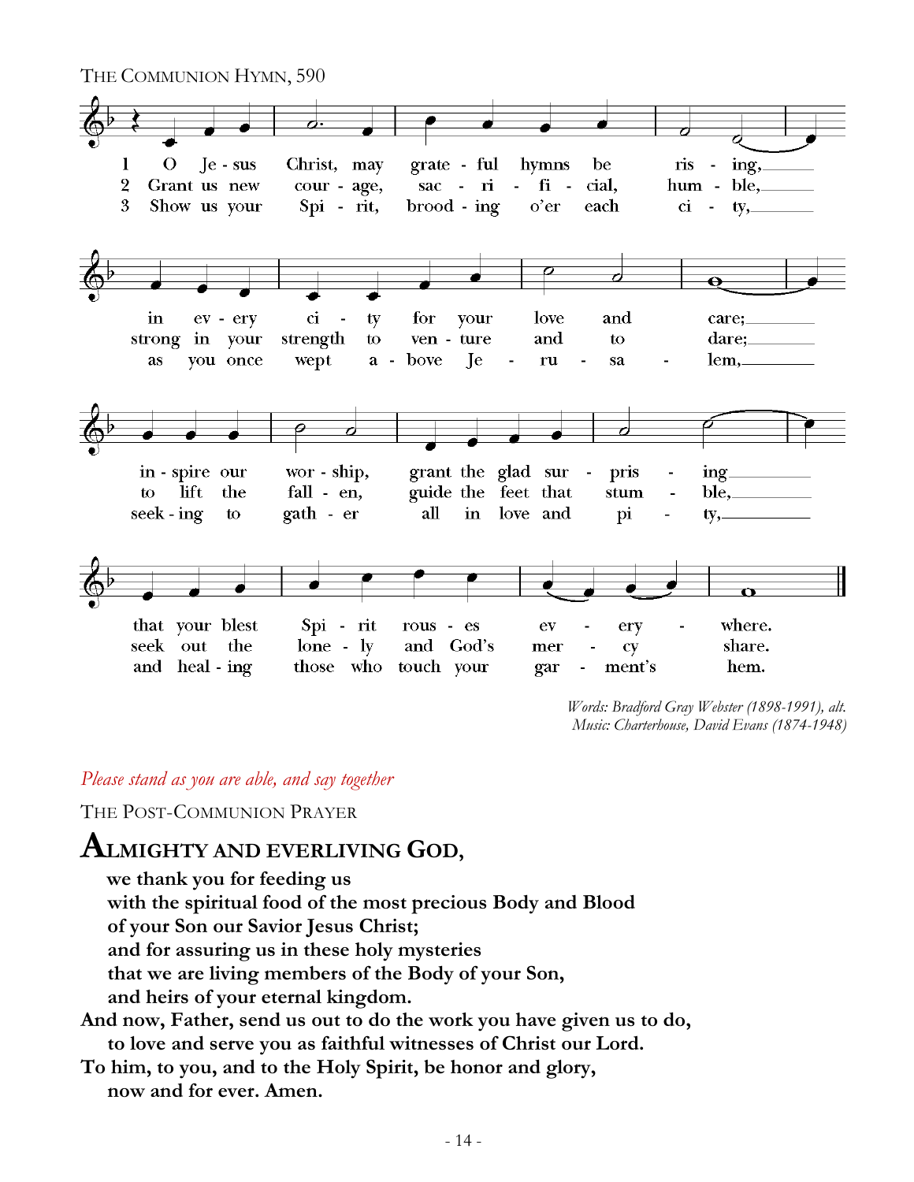THE COMMUNION HYMN, 590

1 O Jesus Christ, may grateful hymns be rising,
in every city for your love and care;
inspire our worship, grant the glad surprising
that your blest Spirit rouses everywhere.

2 Grant us new courage, sacrificial, humble,
strong in your strength to venture and to dare;
to lift the fallen, guide the feet that stumble,
seek out the lonely and God's mercy share.

3 Show us your Spirit, brooding o'er each city,
as you once wept above Jerusalem,
seeking to gather all in love and pity,
and healing those who touch your garment's hem.

*Words: Bradford Gray Webster (1898-1991), alt.*
*Music: Charterhouse, David Evans (1874-1948)*

*Please stand as you are able, and say together*

THE POST-COMMUNION PRAYER

## ALMIGHTY AND EVERLIVING GOD,

**we thank you for feeding us**
**with the spiritual food of the most precious Body and Blood**
**of your Son our Savior Jesus Christ;**
**and for assuring us in these holy mysteries**
**that we are living members of the Body of your Son,**
**and heirs of your eternal kingdom.**
**And now, Father, send us out to do the work you have given us to do,**
**to love and serve you as faithful witnesses of Christ our Lord.**
**To him, to you, and to the Holy Spirit, be honor and glory,**
**now and for ever. Amen.**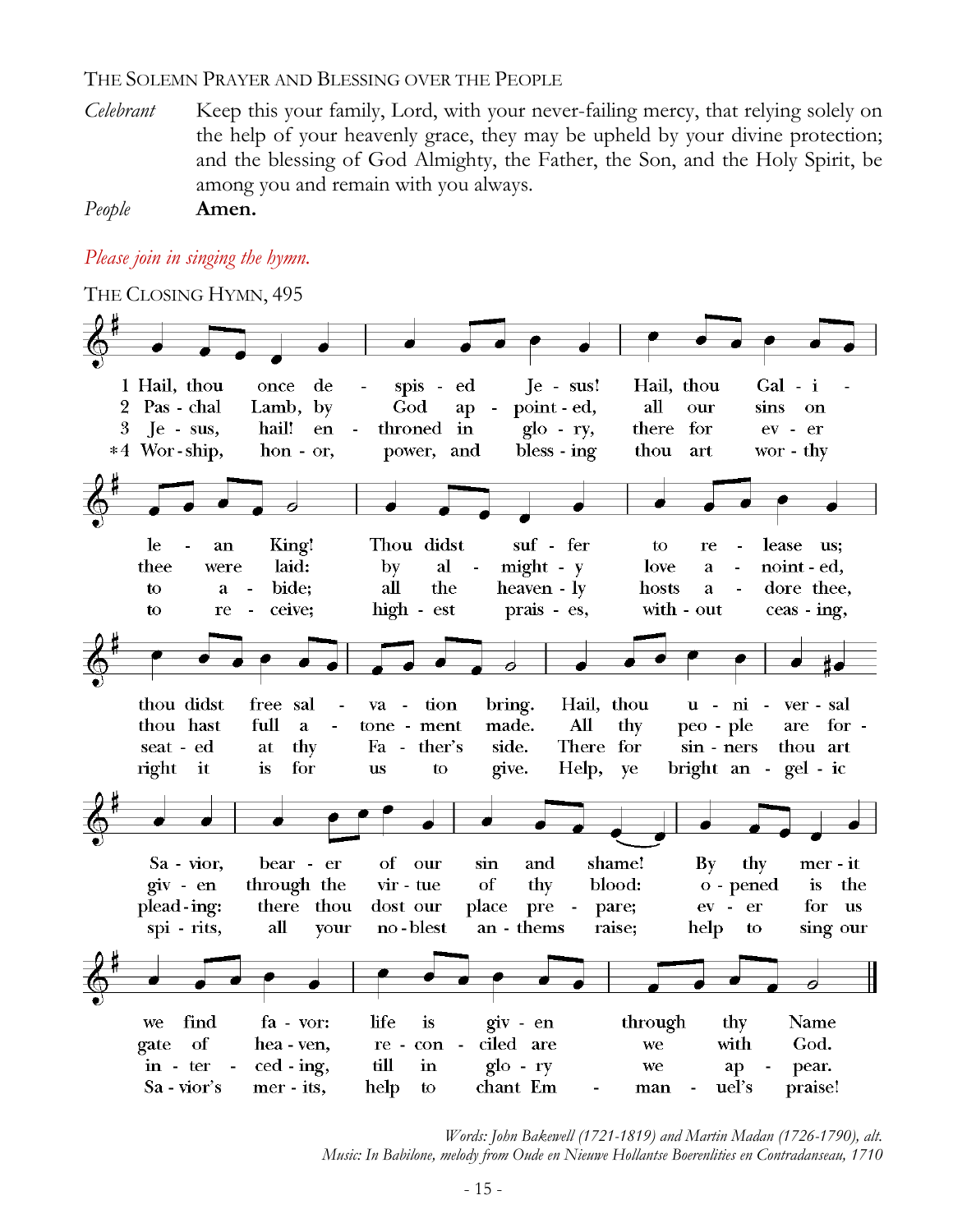THE SOLEMN PRAYER AND BLESSING OVER THE PEOPLE

*Celebrant* Keep this your family, Lord, with your never-failing mercy, that relying solely on the help of your heavenly grace, they may be upheld by your divine protection; and the blessing of God Almighty, the Father, the Son, and the Holy Spirit, be among you and remain with you always.

*People* **Amen.**

*Please join in singing the hymn.*

THE CLOSING HYMN, 495

1 Hail, thou once despised Jesus! Hail, thou Galilean King! Thou didst suffer to release us; thou didst free salvation bring. Hail, thou universal Savior, bearer of our sin and shame! By thy merit we find favor: life is given through thy Name.

2 Paschal Lamb, by God appointed, all our sins on thee were laid: by almighty love anointed, thou hast full atonement made. All thy people are forgiven through the virtue of thy blood: opened is the gate of heaven, reconciled are we with God.

3 Jesus, hail! enthroned in glory, there for ever to abide; all the heavenly hosts adore thee, seated at thy Father's side. There for sinners thou art pleading: there thou dost our place prepare; ever for us interceding, till in glory we appear.

*4 Worship, honor, power, and blessing thou art worthy to receive; highest praises, without ceasing, right it is for us to give. Help, ye bright angelic spirits, all your noblest anthems raise; help to sing our Savior's merits, help to chant Emmanuel's praise!

*Words: John Bakewell (1721-1819) and Martin Madan (1726-1790), alt.*
*Music: In Babilone, melody from Oude en Nieuwe Hollantse Boerenlities en Contradanseau, 1710*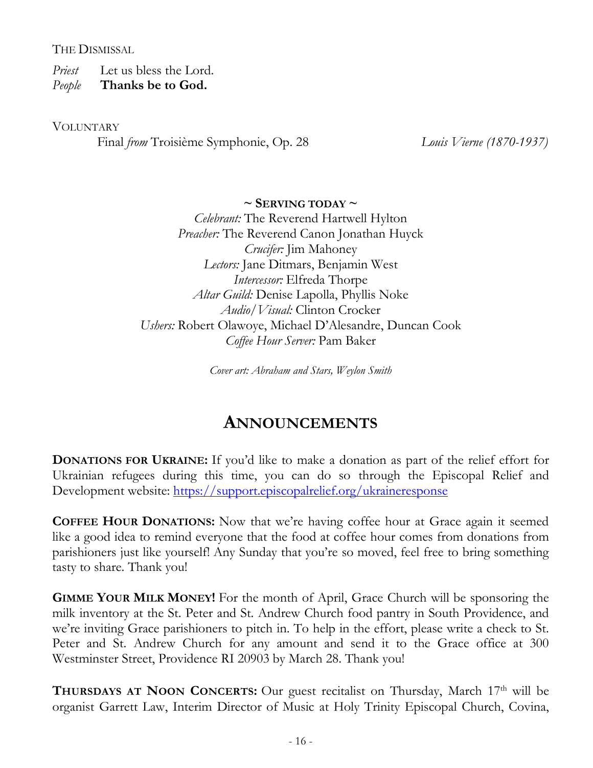THE DISMISSAL

*Priest* Let us bless the Lord.
*People* **Thanks be to God.**

VOLUNTARY

Final *from* Troisième Symphonie, Op. 28 *Louis Vierne (1870-1937)*

**~ SERVING TODAY ~**

*Celebrant:* The Reverend Hartwell Hylton
*Preacher:* The Reverend Canon Jonathan Huyck
*Crucifer:* Jim Mahoney
*Lectors:* Jane Ditmars, Benjamin West
*Intercessor:* Elfreda Thorpe
*Altar Guild:* Denise Lapolla, Phyllis Noke
*Audio/Visual:* Clinton Crocker
*Ushers:* Robert Olawoye, Michael D'Alesandre, Duncan Cook
*Coffee Hour Server:* Pam Baker

*Cover art: Abraham and Stars, Weylon Smith*

# ANNOUNCEMENTS

**DONATIONS FOR UKRAINE:** If you'd like to make a donation as part of the relief effort for Ukrainian refugees during this time, you can do so through the Episcopal Relief and Development website: https://support.episcopalrelief.org/ukraineresponse

**COFFEE HOUR DONATIONS:** Now that we're having coffee hour at Grace again it seemed like a good idea to remind everyone that the food at coffee hour comes from donations from parishioners just like yourself! Any Sunday that you're so moved, feel free to bring something tasty to share. Thank you!

**GIMME YOUR MILK MONEY!** For the month of April, Grace Church will be sponsoring the milk inventory at the St. Peter and St. Andrew Church food pantry in South Providence, and we're inviting Grace parishioners to pitch in. To help in the effort, please write a check to St. Peter and St. Andrew Church for any amount and send it to the Grace office at 300 Westminster Street, Providence RI 20903 by March 28. Thank you!

**THURSDAYS AT NOON CONCERTS:** Our guest recitalist on Thursday, March 17th will be organist Garrett Law, Interim Director of Music at Holy Trinity Episcopal Church, Covina,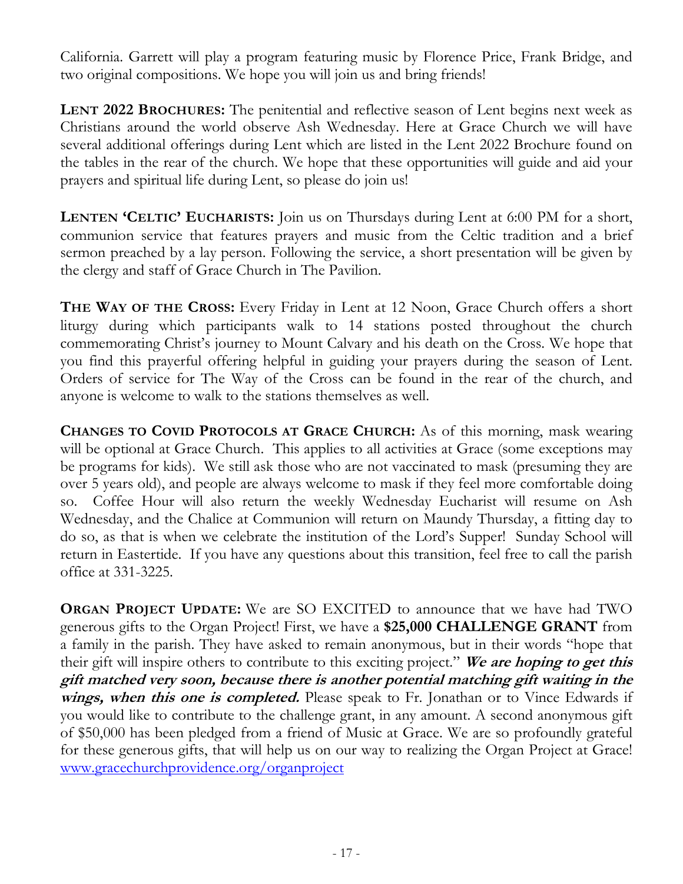California. Garrett will play a program featuring music by Florence Price, Frank Bridge, and two original compositions. We hope you will join us and bring friends!

**LENT 2022 BROCHURES:** The penitential and reflective season of Lent begins next week as Christians around the world observe Ash Wednesday. Here at Grace Church we will have several additional offerings during Lent which are listed in the Lent 2022 Brochure found on the tables in the rear of the church. We hope that these opportunities will guide and aid your prayers and spiritual life during Lent, so please do join us!

**LENTEN 'CELTIC' EUCHARISTS:** Join us on Thursdays during Lent at 6:00 PM for a short, communion service that features prayers and music from the Celtic tradition and a brief sermon preached by a lay person. Following the service, a short presentation will be given by the clergy and staff of Grace Church in The Pavilion.

**THE WAY OF THE CROSS:** Every Friday in Lent at 12 Noon, Grace Church offers a short liturgy during which participants walk to 14 stations posted throughout the church commemorating Christ's journey to Mount Calvary and his death on the Cross. We hope that you find this prayerful offering helpful in guiding your prayers during the season of Lent. Orders of service for The Way of the Cross can be found in the rear of the church, and anyone is welcome to walk to the stations themselves as well.

**CHANGES TO COVID PROTOCOLS AT GRACE CHURCH:** As of this morning, mask wearing will be optional at Grace Church. This applies to all activities at Grace (some exceptions may be programs for kids). We still ask those who are not vaccinated to mask (presuming they are over 5 years old), and people are always welcome to mask if they feel more comfortable doing so. Coffee Hour will also return the weekly Wednesday Eucharist will resume on Ash Wednesday, and the Chalice at Communion will return on Maundy Thursday, a fitting day to do so, as that is when we celebrate the institution of the Lord's Supper! Sunday School will return in Eastertide. If you have any questions about this transition, feel free to call the parish office at 331-3225.

**ORGAN PROJECT UPDATE:** We are SO EXCITED to announce that we have had TWO generous gifts to the Organ Project! First, we have a **$25,000 CHALLENGE GRANT** from a family in the parish. They have asked to remain anonymous, but in their words "hope that their gift will inspire others to contribute to this exciting project." ***We are hoping to get this gift matched very soon, because there is another potential matching gift waiting in the wings, when this one is completed.*** Please speak to Fr. Jonathan or to Vince Edwards if you would like to contribute to the challenge grant, in any amount. A second anonymous gift of $50,000 has been pledged from a friend of Music at Grace. We are so profoundly grateful for these generous gifts, that will help us on our way to realizing the Organ Project at Grace! [www.gracechurchprovidence.org/organproject](http://www.gracechurchprovidence.org/organproject)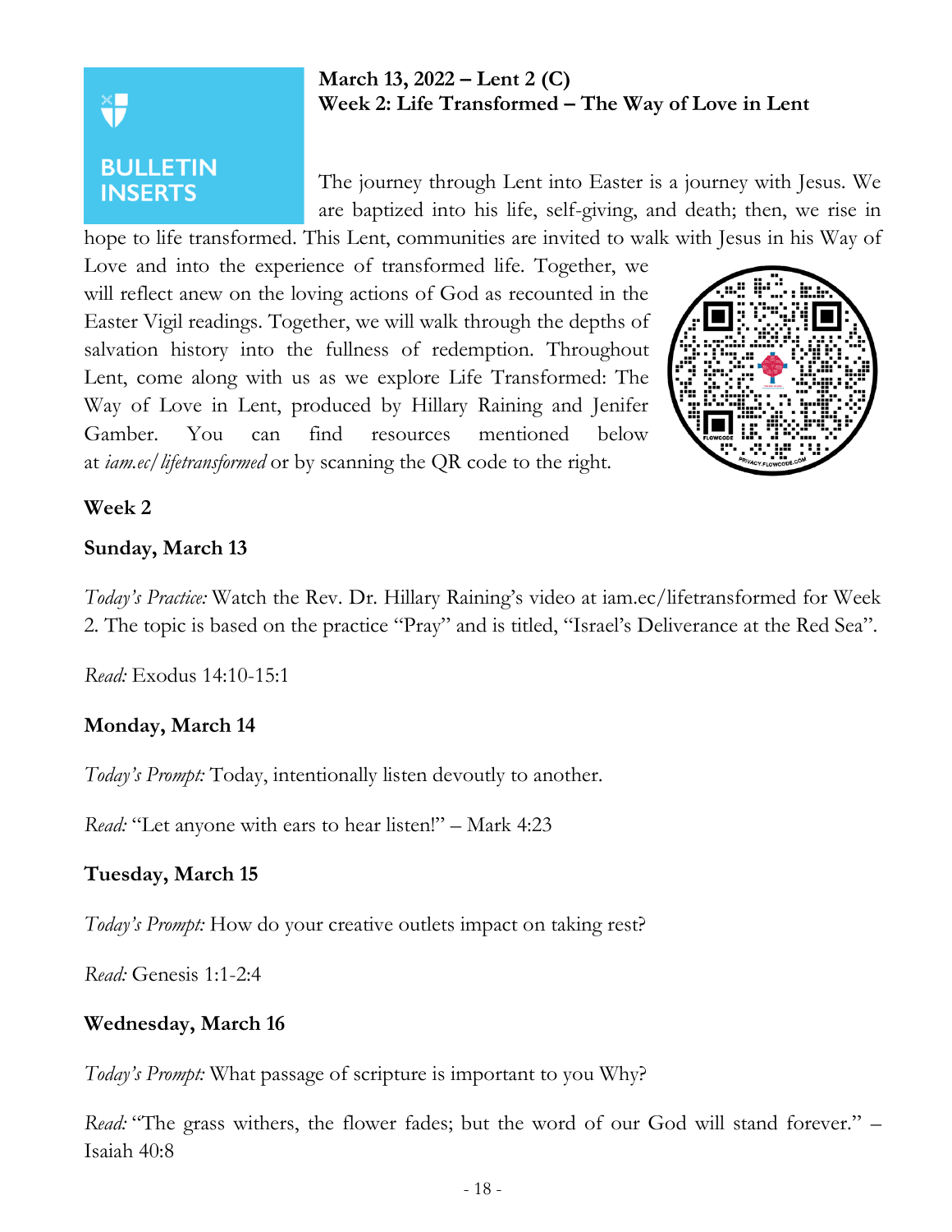BULLETIN INSERTS

**March 13, 2022 – Lent 2 (C)**
**Week 2: Life Transformed – The Way of Love in Lent**

The journey through Lent into Easter is a journey with Jesus. We are baptized into his life, self-giving, and death; then, we rise in hope to life transformed. This Lent, communities are invited to walk with Jesus in his Way of Love and into the experience of transformed life. Together, we will reflect anew on the loving actions of God as recounted in the Easter Vigil readings. Together, we will walk through the depths of salvation history into the fullness of redemption. Throughout Lent, come along with us as we explore Life Transformed: The Way of Love in Lent, produced by Hillary Raining and Jenifer Gamber. You can find resources mentioned below at *iam.ec/lifetransformed* or by scanning the QR code to the right.

**Week 2**

**Sunday, March 13**

*Today's Practice:* Watch the Rev. Dr. Hillary Raining's video at iam.ec/lifetransformed for Week 2. The topic is based on the practice "Pray" and is titled, "Israel's Deliverance at the Red Sea".

*Read:* Exodus 14:10-15:1

**Monday, March 14**

*Today's Prompt:* Today, intentionally listen devoutly to another.

*Read:* "Let anyone with ears to hear listen!" – Mark 4:23

**Tuesday, March 15**

*Today's Prompt:* How do your creative outlets impact on taking rest?

*Read:* Genesis 1:1-2:4

**Wednesday, March 16**

*Today's Prompt:* What passage of scripture is important to you Why?

*Read:* "The grass withers, the flower fades; but the word of our God will stand forever." – Isaiah 40:8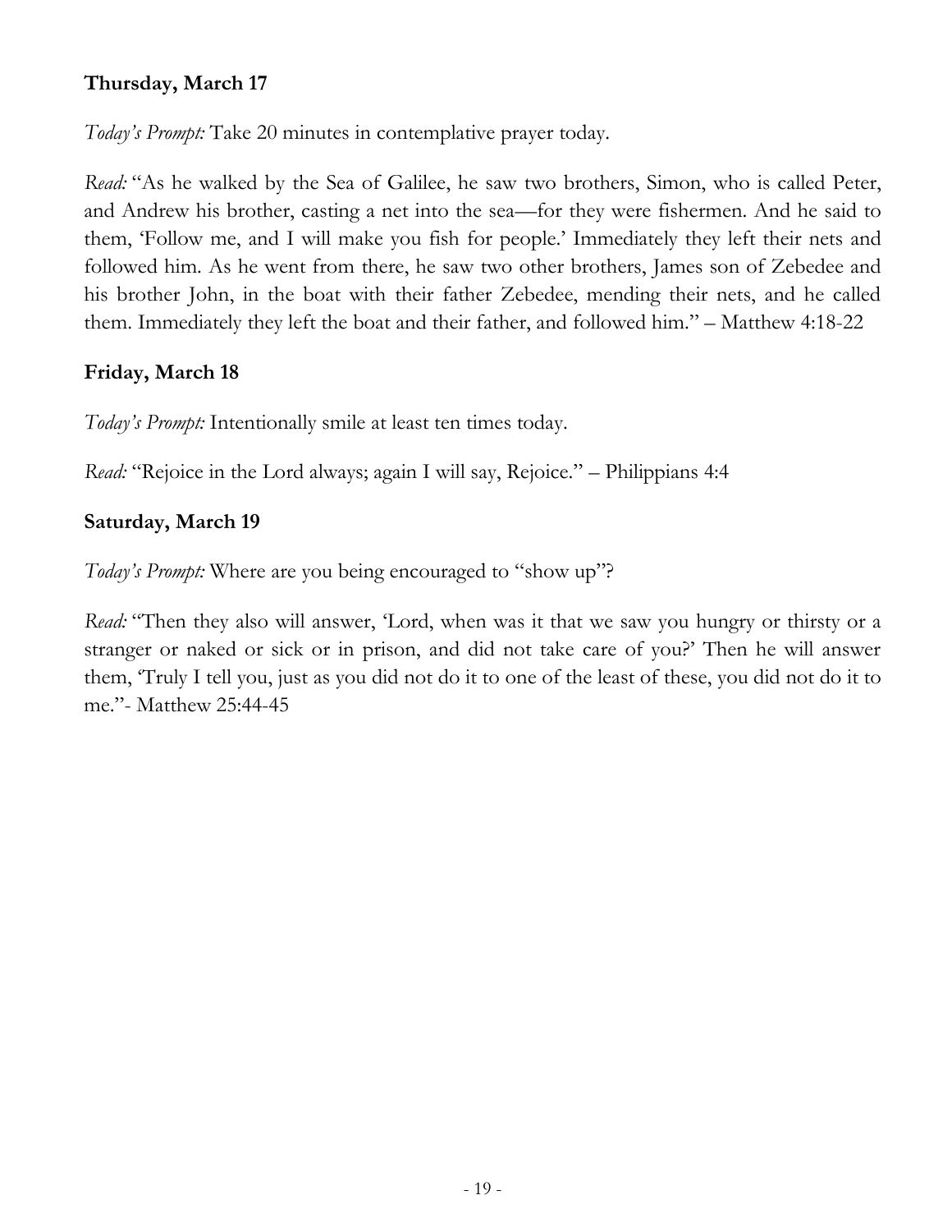**Thursday, March 17**

*Today's Prompt:* Take 20 minutes in contemplative prayer today.

*Read:* "As he walked by the Sea of Galilee, he saw two brothers, Simon, who is called Peter, and Andrew his brother, casting a net into the sea—for they were fishermen. And he said to them, 'Follow me, and I will make you fish for people.' Immediately they left their nets and followed him. As he went from there, he saw two other brothers, James son of Zebedee and his brother John, in the boat with their father Zebedee, mending their nets, and he called them. Immediately they left the boat and their father, and followed him." – Matthew 4:18-22

**Friday, March 18**

*Today's Prompt:* Intentionally smile at least ten times today.

*Read:* "Rejoice in the Lord always; again I will say, Rejoice." – Philippians 4:4

**Saturday, March 19**

*Today's Prompt:* Where are you being encouraged to "show up"?

*Read:* "Then they also will answer, 'Lord, when was it that we saw you hungry or thirsty or a stranger or naked or sick or in prison, and did not take care of you?' Then he will answer them, 'Truly I tell you, just as you did not do it to one of the least of these, you did not do it to me."- Matthew 25:44-45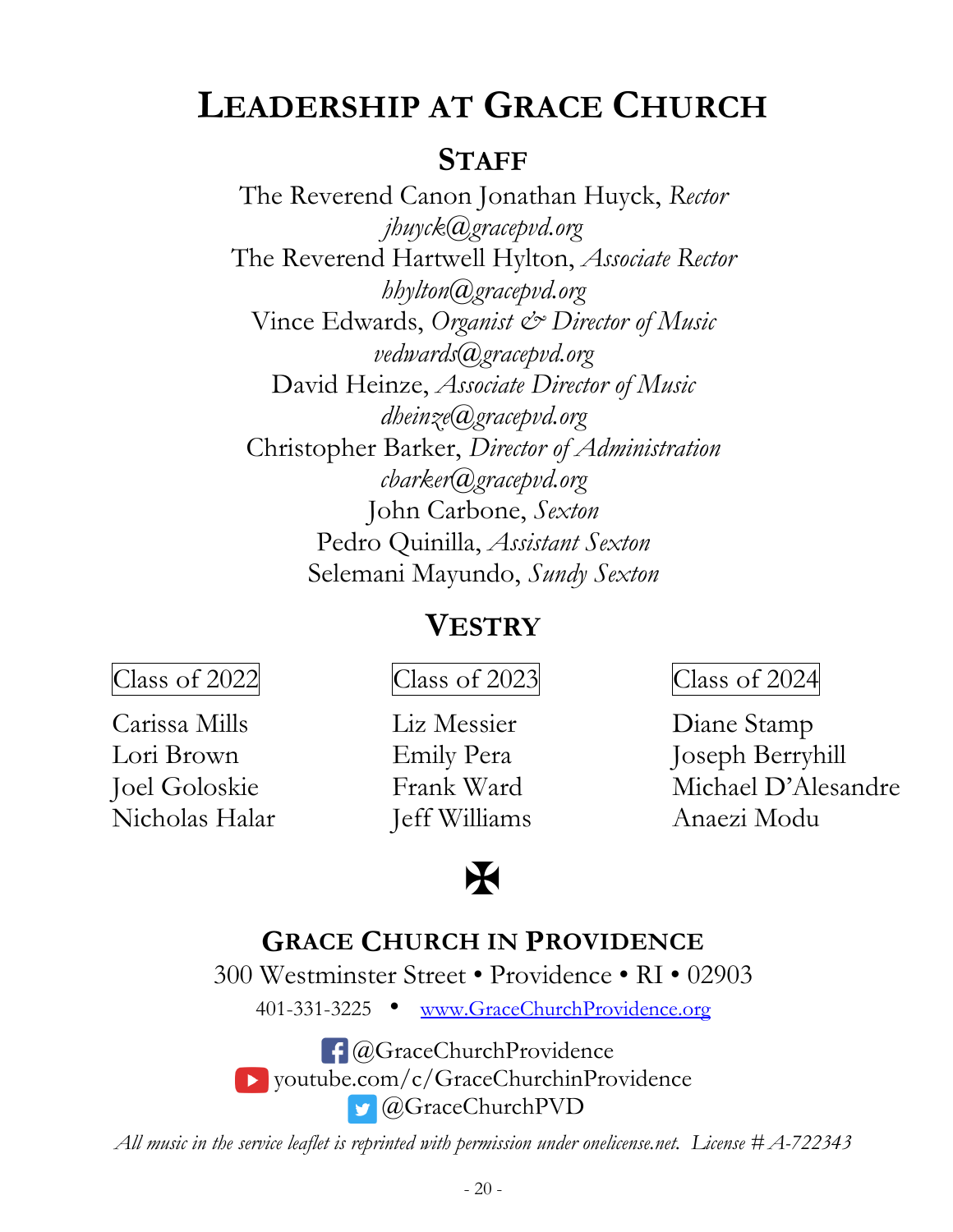# Leadership at Grace Church

## Staff

The Reverend Canon Jonathan Huyck, *Rector*
*jhuyck@gracepvd.org*
The Reverend Hartwell Hylton, *Associate Rector*
*hhylton@gracepvd.org*
Vince Edwards, *Organist & Director of Music*
*vedwards@gracepvd.org*
David Heinze, *Associate Director of Music*
*dheinze@gracepvd.org*
Christopher Barker, *Director of Administration*
*cbarker@gracepvd.org*
John Carbone, *Sexton*
Pedro Quinilla, *Assistant Sexton*
Selemani Mayundo, *Sundy Sexton*

## Vestry

| Class of 2022 | Class of 2023 | Class of 2024 |
|---|---|---|
| Carissa Mills | Liz Messier | Diane Stamp |
| Lori Brown | Emily Pera | Joseph Berryhill |
| Joel Goloskie | Frank Ward | Michael D'Alesandre |
| Nicholas Halar | Jeff Williams | Anaezi Modu |

✠

**Grace Church in Providence**
300 Westminster Street • Providence • RI • 02903
401-331-3225 • www.GraceChurchProvidence.org

@GraceChurchProvidence
youtube.com/c/GraceChurchinProvidence
@GraceChurchPVD

*All music in the service leaflet is reprinted with permission under onelicense.net. License # A-722343*